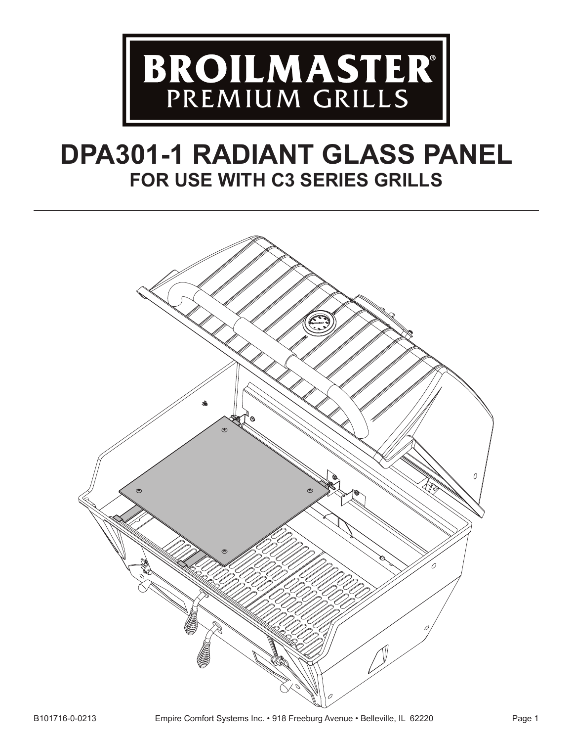# BROILMASTER® PREMIUM GRILLS

# DPA301-1 RADIANT GLASS PANEL

## FOR USE WITH C3 SERIES GRILLS

B101716-0-0213 Empire Comfort Systems Inc. • 918 Freeburg Avenue • Belleville, IL 62220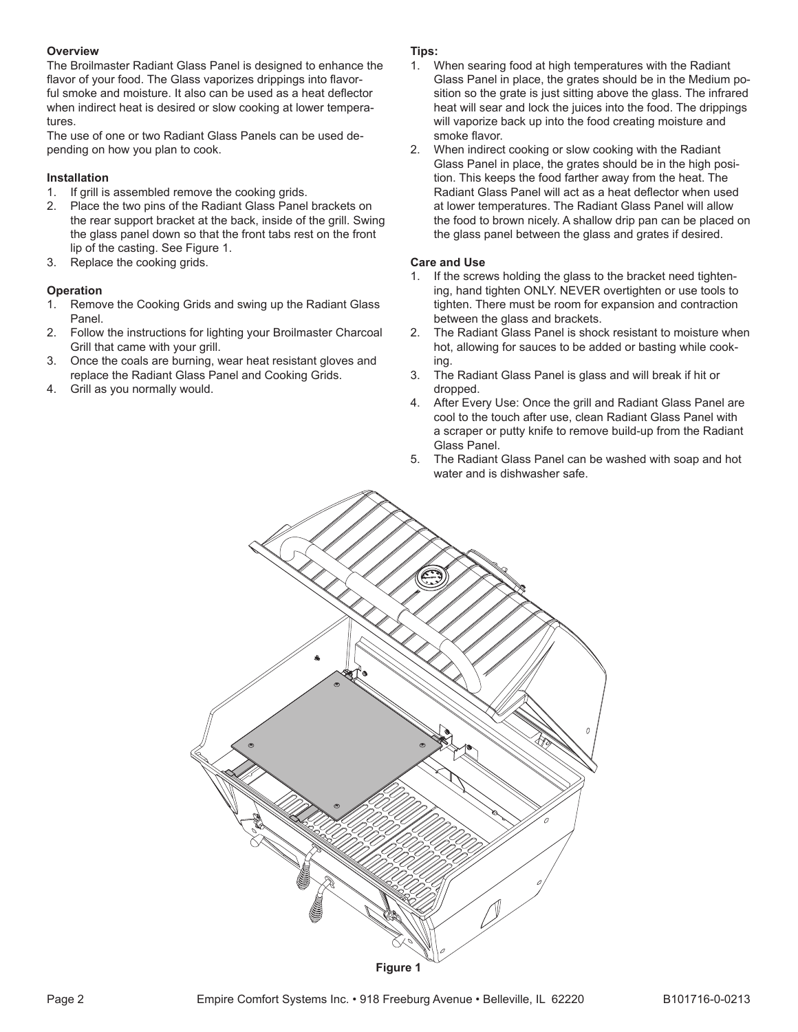**Overview**

The Broilmaster Radiant Glass Panel is designed to enhance the flavor of your food. The Glass vaporizes drippings into flavorful smoke and moisture. It also can be used as a heat deflector when indirect heat is desired or slow cooking at lower temperatures.

The use of one or two Radiant Glass Panels can be used depending on how you plan to cook.

**Installation**

1. If grill is assembled remove the cooking grids.
2. Place the two pins of the Radiant Glass Panel brackets on the rear support bracket at the back, inside of the grill. Swing the glass panel down so that the front tabs rest on the front lip of the casting. See Figure 1.
3. Replace the cooking grids.

**Operation**

1. Remove the Cooking Grids and swing up the Radiant Glass Panel.
2. Follow the instructions for lighting your Broilmaster Charcoal Grill that came with your grill.
3. Once the coals are burning, wear heat resistant gloves and replace the Radiant Glass Panel and Cooking Grids.
4. Grill as you normally would.

**Tips:**

1. When searing food at high temperatures with the Radiant Glass Panel in place, the grates should be in the Medium position so the grate is just sitting above the glass. The infrared heat will sear and lock the juices into the food. The drippings will vaporize back up into the food creating moisture and smoke flavor.
2. When indirect cooking or slow cooking with the Radiant Glass Panel in place, the grates should be in the high position. This keeps the food farther away from the heat. The Radiant Glass Panel will act as a heat deflector when used at lower temperatures. The Radiant Glass Panel will allow the food to brown nicely. A shallow drip pan can be placed on the glass panel between the glass and grates if desired.

**Care and Use**

1. If the screws holding the glass to the bracket need tightening, hand tighten ONLY. NEVER overtighten or use tools to tighten. There must be room for expansion and contraction between the glass and brackets.
2. The Radiant Glass Panel is shock resistant to moisture when hot, allowing for sauces to be added or basting while cooking.
3. The Radiant Glass Panel is glass and will break if hit or dropped.
4. After Every Use: Once the grill and Radiant Glass Panel are cool to the touch after use, clean Radiant Glass Panel with a scraper or putty knife to remove build-up from the Radiant Glass Panel.
5. The Radiant Glass Panel can be washed with soap and hot water and is dishwasher safe.

**Figure 1**

Empire Comfort Systems Inc. • 918 Freeburg Avenue • Belleville, IL 62220

B101716-0-0213